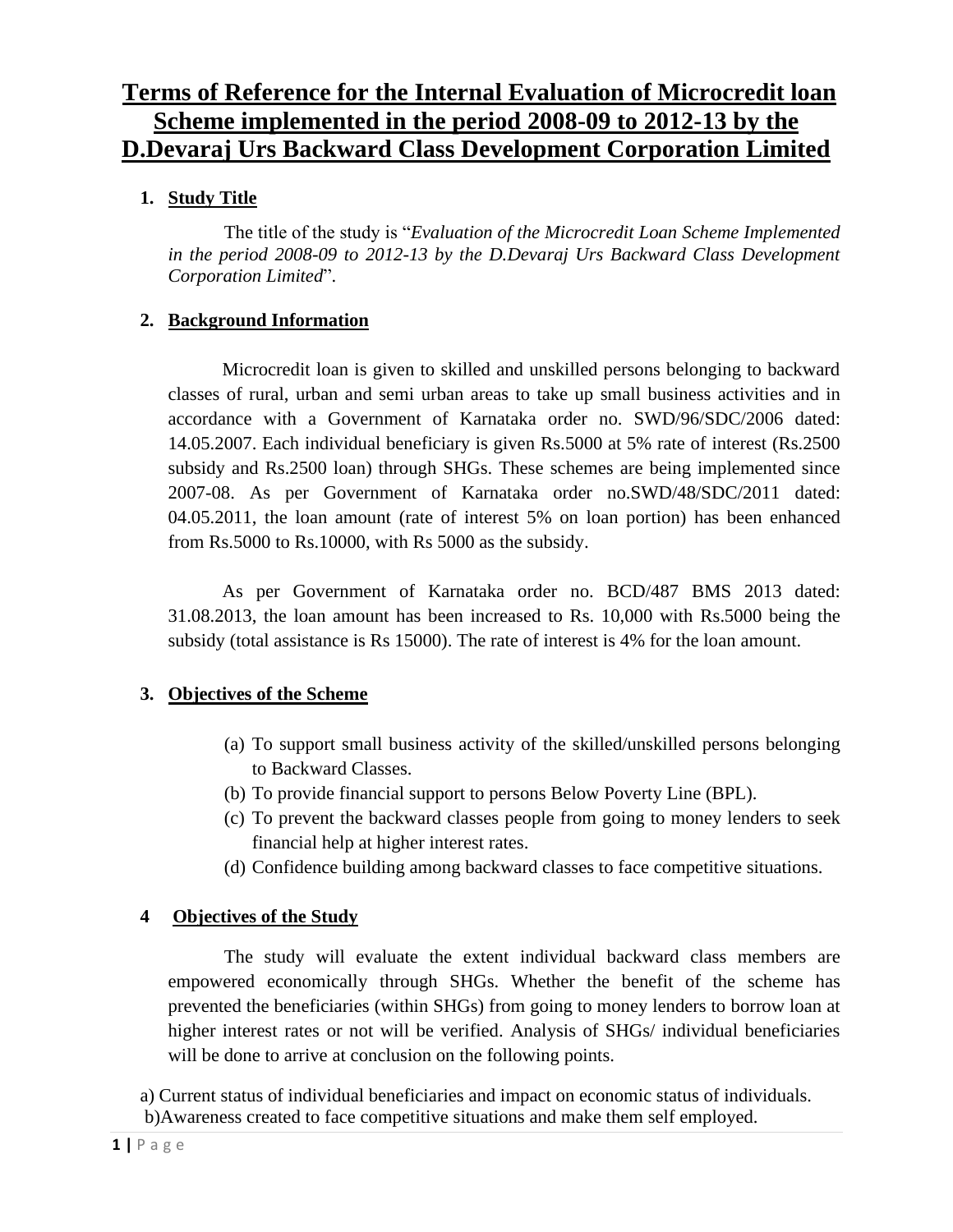# Terms of Reference for the Internal Evaluation of Microcredit loan Scheme implemented in the period 2008-09 to 2012-13 by the D.Devaraj Urs Backward Class Development Corporation Limited

## 1. Study Title

The title of the study is "*Evaluation of the Microcredit Loan Scheme Implemented in the period 2008-09 to 2012-13 by the D.Devaraj Urs Backward Class Development Corporation Limited*".

## 2. Background Information

Microcredit loan is given to skilled and unskilled persons belonging to backward classes of rural, urban and semi urban areas to take up small business activities and in accordance with a Government of Karnataka order no. SWD/96/SDC/2006 dated: 14.05.2007. Each individual beneficiary is given Rs.5000 at 5% rate of interest (Rs.2500 subsidy and Rs.2500 loan) through SHGs. These schemes are being implemented since 2007-08. As per Government of Karnataka order no.SWD/48/SDC/2011 dated: 04.05.2011, the loan amount (rate of interest 5% on loan portion) has been enhanced from Rs.5000 to Rs.10000, with Rs 5000 as the subsidy.

As per Government of Karnataka order no. BCD/487 BMS 2013 dated: 31.08.2013, the loan amount has been increased to Rs. 10,000 with Rs.5000 being the subsidy (total assistance is Rs 15000). The rate of interest is 4% for the loan amount.

## 3. Objectives of the Scheme

(a) To support small business activity of the skilled/unskilled persons belonging to Backward Classes.

(b) To provide financial support to persons Below Poverty Line (BPL).

(c) To prevent the backward classes people from going to money lenders to seek financial help at higher interest rates.

(d) Confidence building among backward classes to face competitive situations.

## 4 Objectives of the Study

The study will evaluate the extent individual backward class members are empowered economically through SHGs. Whether the benefit of the scheme has prevented the beneficiaries (within SHGs) from going to money lenders to borrow loan at higher interest rates or not will be verified. Analysis of SHGs/ individual beneficiaries will be done to arrive at conclusion on the following points.

a) Current status of individual beneficiaries and impact on economic status of individuals.

b) Awareness created to face competitive situations and make them self employed.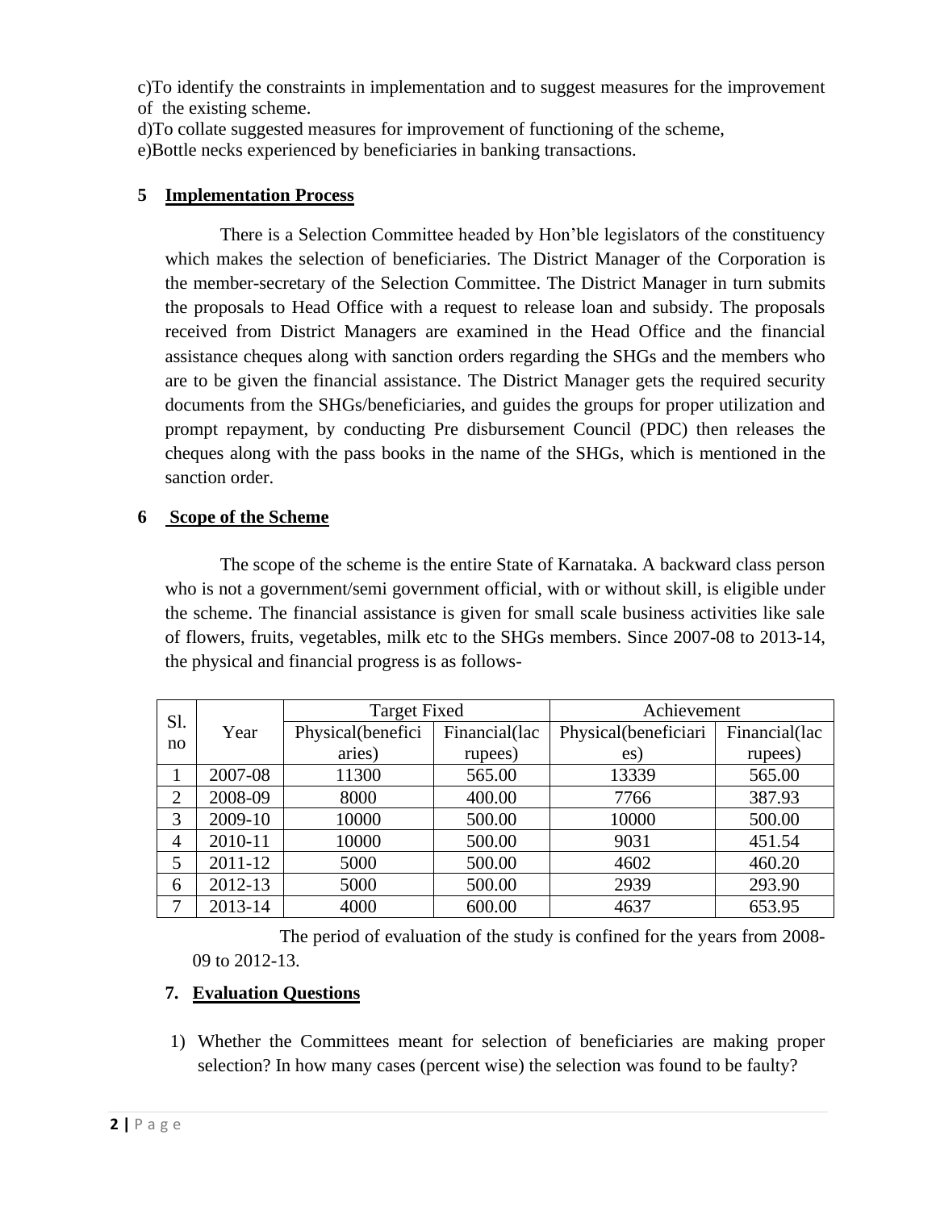c)To identify the constraints in implementation and to suggest measures for the improvement of the existing scheme.

d)To collate suggested measures for improvement of functioning of the scheme,

e)Bottle necks experienced by beneficiaries in banking transactions.

## 5 Implementation Process

There is a Selection Committee headed by Hon'ble legislators of the constituency which makes the selection of beneficiaries. The District Manager of the Corporation is the member-secretary of the Selection Committee. The District Manager in turn submits the proposals to Head Office with a request to release loan and subsidy. The proposals received from District Managers are examined in the Head Office and the financial assistance cheques along with sanction orders regarding the SHGs and the members who are to be given the financial assistance. The District Manager gets the required security documents from the SHGs/beneficiaries, and guides the groups for proper utilization and prompt repayment, by conducting Pre disbursement Council (PDC) then releases the cheques along with the pass books in the name of the SHGs, which is mentioned in the sanction order.

## 6 Scope of the Scheme

The scope of the scheme is the entire State of Karnataka. A backward class person who is not a government/semi government official, with or without skill, is eligible under the scheme. The financial assistance is given for small scale business activities like sale of flowers, fruits, vegetables, milk etc to the SHGs members. Since 2007-08 to 2013-14, the physical and financial progress is as follows-

| Sl. no | Year | Target Fixed | | Achievement | |
|---|---|---|---|---|---|
| | | Physical(beneficiaries) | Financial(lac rupees) | Physical(beneficiaries) | Financial(lac rupees) |
| 1 | 2007-08 | 11300 | 565.00 | 13339 | 565.00 |
| 2 | 2008-09 | 8000 | 400.00 | 7766 | 387.93 |
| 3 | 2009-10 | 10000 | 500.00 | 10000 | 500.00 |
| 4 | 2010-11 | 10000 | 500.00 | 9031 | 451.54 |
| 5 | 2011-12 | 5000 | 500.00 | 4602 | 460.20 |
| 6 | 2012-13 | 5000 | 500.00 | 2939 | 293.90 |
| 7 | 2013-14 | 4000 | 600.00 | 4637 | 653.95 |

The period of evaluation of the study is confined for the years from 2008-09 to 2012-13.

## 7. Evaluation Questions

1) Whether the Committees meant for selection of beneficiaries are making proper selection? In how many cases (percent wise) the selection was found to be faulty?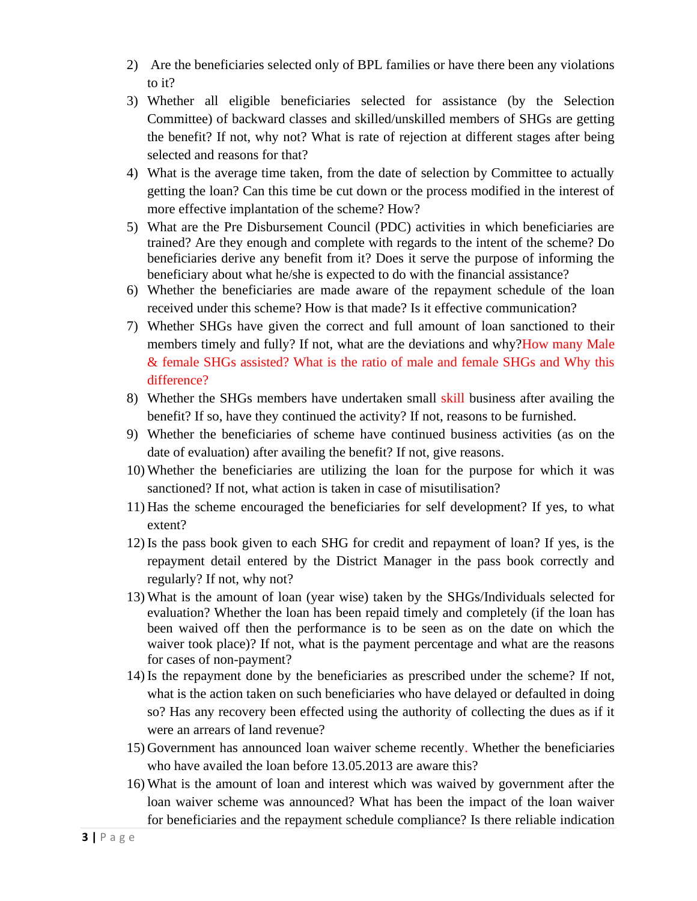2) Are the beneficiaries selected only of BPL families or have there been any violations to it?
3) Whether all eligible beneficiaries selected for assistance (by the Selection Committee) of backward classes and skilled/unskilled members of SHGs are getting the benefit? If not, why not? What is rate of rejection at different stages after being selected and reasons for that?
4) What is the average time taken, from the date of selection by Committee to actually getting the loan? Can this time be cut down or the process modified in the interest of more effective implantation of the scheme? How?
5) What are the Pre Disbursement Council (PDC) activities in which beneficiaries are trained? Are they enough and complete with regards to the intent of the scheme? Do beneficiaries derive any benefit from it? Does it serve the purpose of informing the beneficiary about what he/she is expected to do with the financial assistance?
6) Whether the beneficiaries are made aware of the repayment schedule of the loan received under this scheme? How is that made? Is it effective communication?
7) Whether SHGs have given the correct and full amount of loan sanctioned to their members timely and fully? If not, what are the deviations and why?How many Male & female SHGs assisted? What is the ratio of male and female SHGs and Why this difference?
8) Whether the SHGs members have undertaken small skill business after availing the benefit? If so, have they continued the activity? If not, reasons to be furnished.
9) Whether the beneficiaries of scheme have continued business activities (as on the date of evaluation) after availing the benefit? If not, give reasons.
10) Whether the beneficiaries are utilizing the loan for the purpose for which it was sanctioned? If not, what action is taken in case of misutilisation?
11) Has the scheme encouraged the beneficiaries for self development? If yes, to what extent?
12) Is the pass book given to each SHG for credit and repayment of loan? If yes, is the repayment detail entered by the District Manager in the pass book correctly and regularly? If not, why not?
13) What is the amount of loan (year wise) taken by the SHGs/Individuals selected for evaluation? Whether the loan has been repaid timely and completely (if the loan has been waived off then the performance is to be seen as on the date on which the waiver took place)? If not, what is the payment percentage and what are the reasons for cases of non-payment?
14) Is the repayment done by the beneficiaries as prescribed under the scheme? If not, what is the action taken on such beneficiaries who have delayed or defaulted in doing so? Has any recovery been effected using the authority of collecting the dues as if it were an arrears of land revenue?
15) Government has announced loan waiver scheme recently. Whether the beneficiaries who have availed the loan before 13.05.2013 are aware this?
16) What is the amount of loan and interest which was waived by government after the loan waiver scheme was announced? What has been the impact of the loan waiver for beneficiaries and the repayment schedule compliance? Is there reliable indication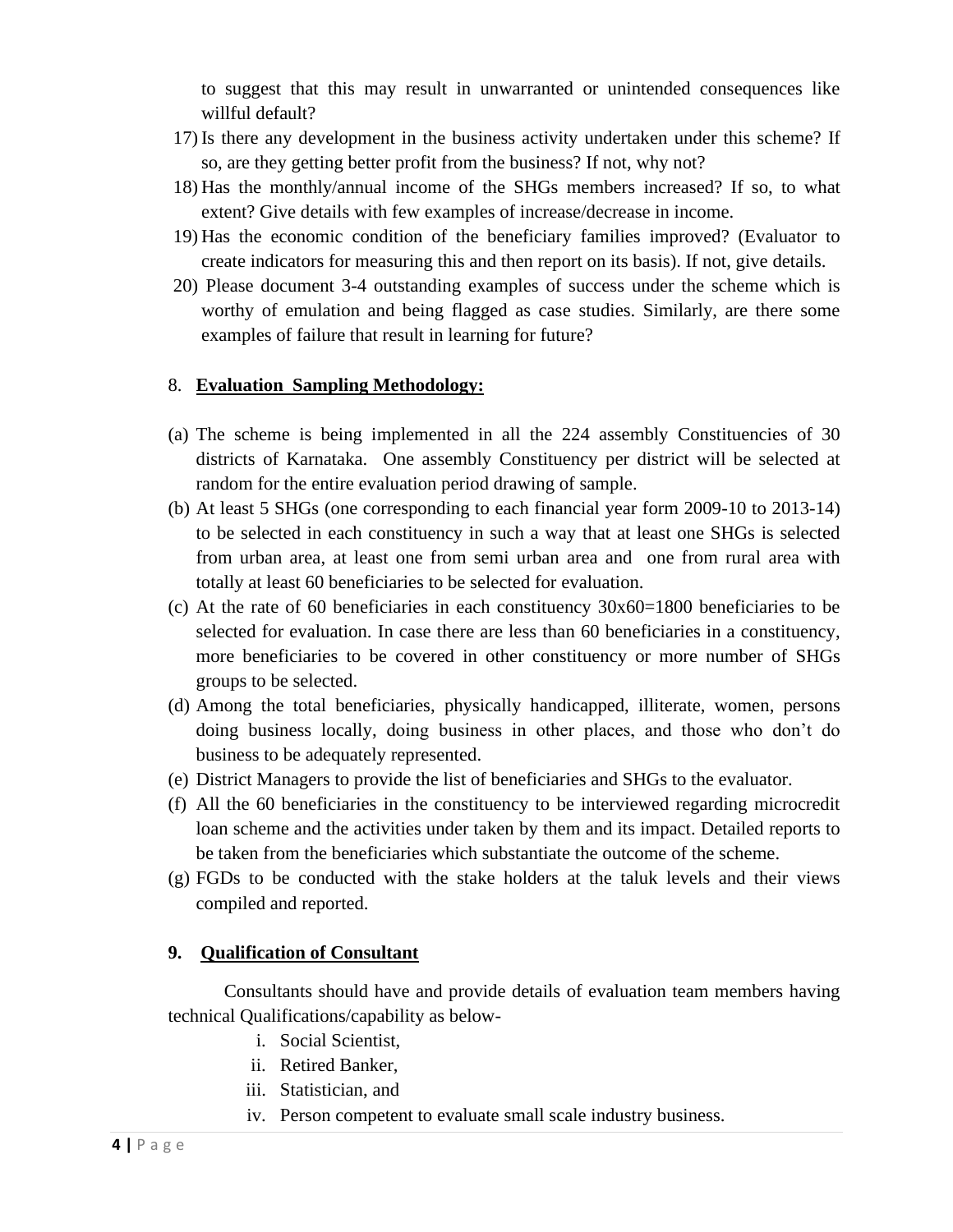to suggest that this may result in unwarranted or unintended consequences like willful default?

17) Is there any development in the business activity undertaken under this scheme? If so, are they getting better profit from the business? If not, why not?
18) Has the monthly/annual income of the SHGs members increased? If so, to what extent? Give details with few examples of increase/decrease in income.
19) Has the economic condition of the beneficiary families improved? (Evaluator to create indicators for measuring this and then report on its basis). If not, give details.
20) Please document 3-4 outstanding examples of success under the scheme which is worthy of emulation and being flagged as case studies. Similarly, are there some examples of failure that result in learning for future?

## 8. **Evaluation Sampling Methodology:**

(a) The scheme is being implemented in all the 224 assembly Constituencies of 30 districts of Karnataka. One assembly Constituency per district will be selected at random for the entire evaluation period drawing of sample.

(b) At least 5 SHGs (one corresponding to each financial year form 2009-10 to 2013-14) to be selected in each constituency in such a way that at least one SHGs is selected from urban area, at least one from semi urban area and one from rural area with totally at least 60 beneficiaries to be selected for evaluation.

(c) At the rate of 60 beneficiaries in each constituency 30x60=1800 beneficiaries to be selected for evaluation. In case there are less than 60 beneficiaries in a constituency, more beneficiaries to be covered in other constituency or more number of SHGs groups to be selected.

(d) Among the total beneficiaries, physically handicapped, illiterate, women, persons doing business locally, doing business in other places, and those who don't do business to be adequately represented.

(e) District Managers to provide the list of beneficiaries and SHGs to the evaluator.

(f) All the 60 beneficiaries in the constituency to be interviewed regarding microcredit loan scheme and the activities under taken by them and its impact. Detailed reports to be taken from the beneficiaries which substantiate the outcome of the scheme.

(g) FGDs to be conducted with the stake holders at the taluk levels and their views compiled and reported.

## 9. **Qualification of Consultant**

Consultants should have and provide details of evaluation team members having technical Qualifications/capability as below-

i. Social Scientist,
ii. Retired Banker,
iii. Statistician, and
iv. Person competent to evaluate small scale industry business.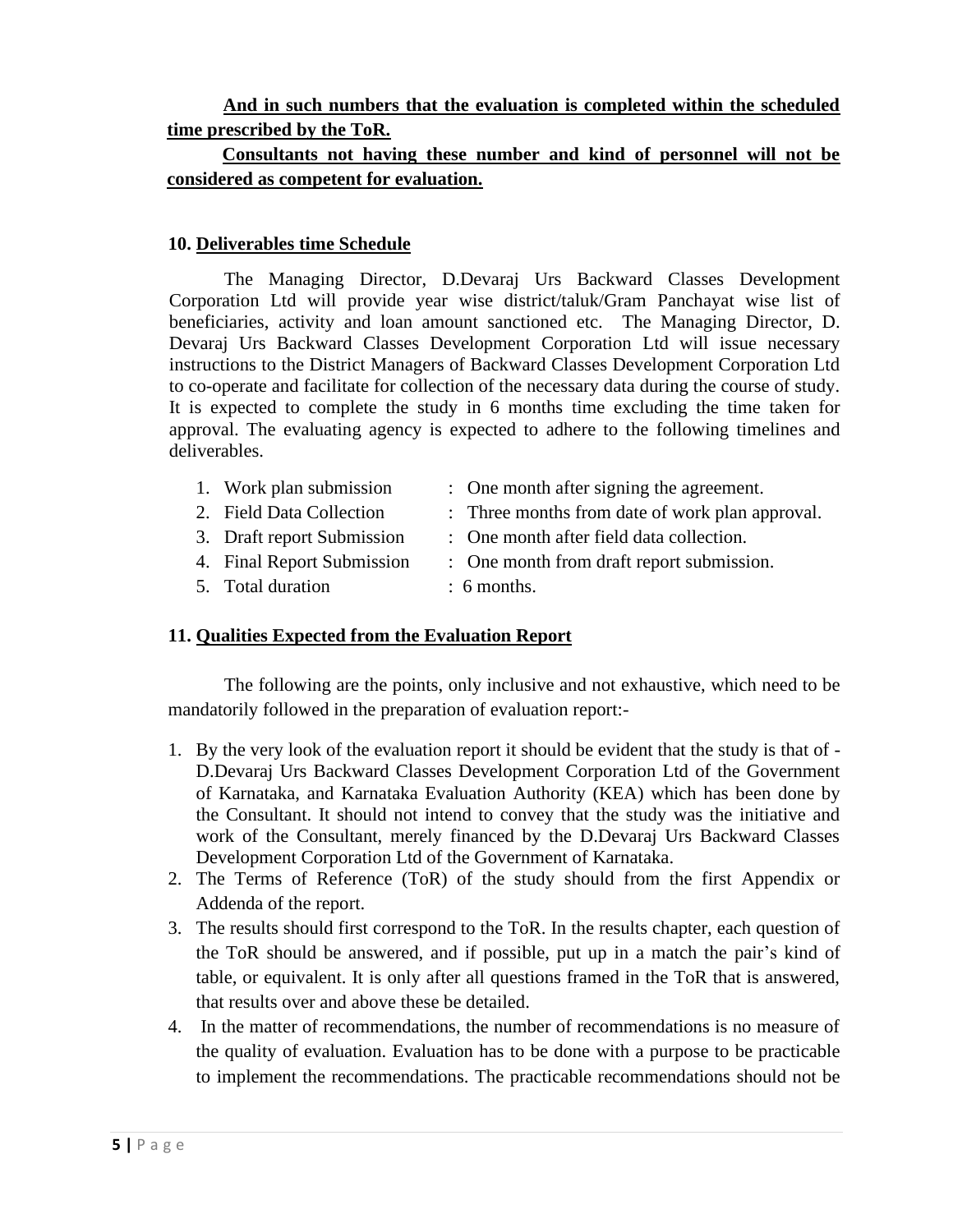**And in such numbers that the evaluation is completed within the scheduled time prescribed by the ToR.**

**Consultants not having these number and kind of personnel will not be considered as competent for evaluation.**

**10. Deliverables time Schedule**

The Managing Director, D.Devaraj Urs Backward Classes Development Corporation Ltd will provide year wise district/taluk/Gram Panchayat wise list of beneficiaries, activity and loan amount sanctioned etc. The Managing Director, D. Devaraj Urs Backward Classes Development Corporation Ltd will issue necessary instructions to the District Managers of Backward Classes Development Corporation Ltd to co-operate and facilitate for collection of the necessary data during the course of study. It is expected to complete the study in 6 months time excluding the time taken for approval. The evaluating agency is expected to adhere to the following timelines and deliverables.

1. Work plan submission : One month after signing the agreement.
2. Field Data Collection : Three months from date of work plan approval.
3. Draft report Submission : One month after field data collection.
4. Final Report Submission : One month from draft report submission.
5. Total duration : 6 months.

**11. Qualities Expected from the Evaluation Report**

The following are the points, only inclusive and not exhaustive, which need to be mandatorily followed in the preparation of evaluation report:-

1. By the very look of the evaluation report it should be evident that the study is that of - D.Devaraj Urs Backward Classes Development Corporation Ltd of the Government of Karnataka, and Karnataka Evaluation Authority (KEA) which has been done by the Consultant. It should not intend to convey that the study was the initiative and work of the Consultant, merely financed by the D.Devaraj Urs Backward Classes Development Corporation Ltd of the Government of Karnataka.
2. The Terms of Reference (ToR) of the study should from the first Appendix or Addenda of the report.
3. The results should first correspond to the ToR. In the results chapter, each question of the ToR should be answered, and if possible, put up in a match the pair's kind of table, or equivalent. It is only after all questions framed in the ToR that is answered, that results over and above these be detailed.
4. In the matter of recommendations, the number of recommendations is no measure of the quality of evaluation. Evaluation has to be done with a purpose to be practicable to implement the recommendations. The practicable recommendations should not be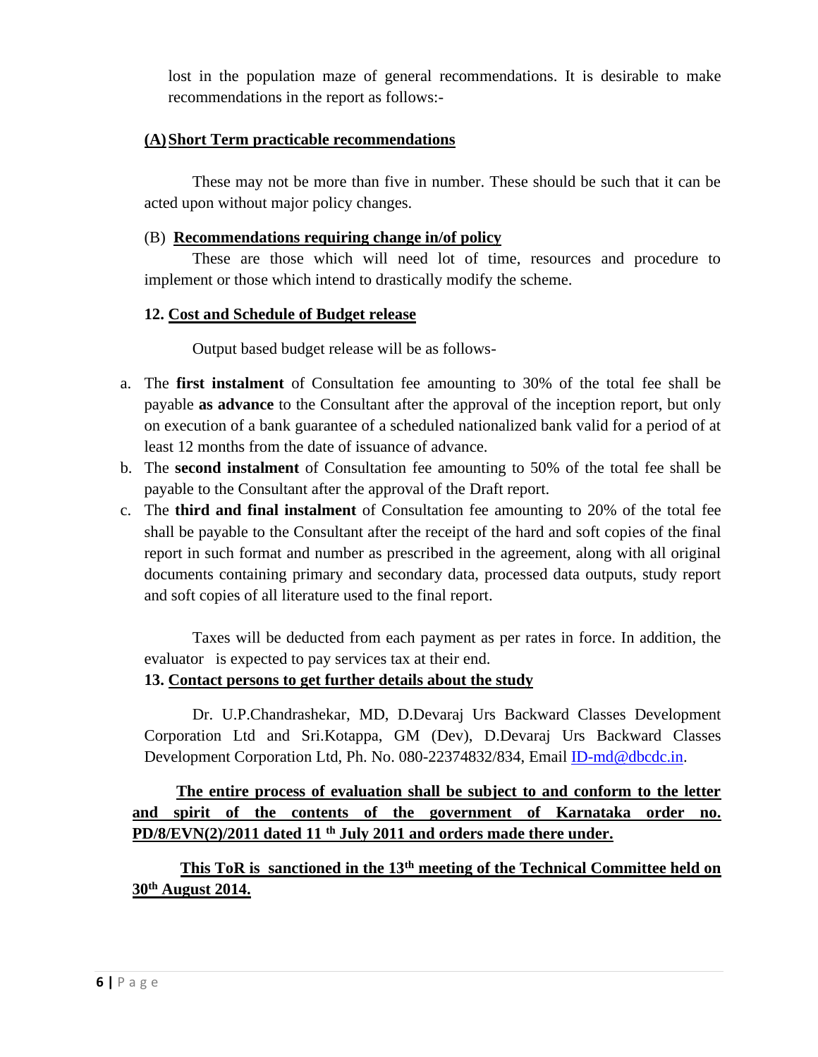lost in the population maze of general recommendations. It is desirable to make recommendations in the report as follows:-

**(A) Short Term practicable recommendations**

These may not be more than five in number. These should be such that it can be acted upon without major policy changes.

(B) **Recommendations requiring change in/of policy**

These are those which will need lot of time, resources and procedure to implement or those which intend to drastically modify the scheme.

**12. Cost and Schedule of Budget release**

Output based budget release will be as follows-

a. The **first instalment** of Consultation fee amounting to 30% of the total fee shall be payable **as advance** to the Consultant after the approval of the inception report, but only on execution of a bank guarantee of a scheduled nationalized bank valid for a period of at least 12 months from the date of issuance of advance.
b. The **second instalment** of Consultation fee amounting to 50% of the total fee shall be payable to the Consultant after the approval of the Draft report.
c. The **third and final instalment** of Consultation fee amounting to 20% of the total fee shall be payable to the Consultant after the receipt of the hard and soft copies of the final report in such format and number as prescribed in the agreement, along with all original documents containing primary and secondary data, processed data outputs, study report and soft copies of all literature used to the final report.

Taxes will be deducted from each payment as per rates in force. In addition, the evaluator is expected to pay services tax at their end.

**13. Contact persons to get further details about the study**

Dr. U.P.Chandrashekar, MD, D.Devaraj Urs Backward Classes Development Corporation Ltd and Sri.Kotappa, GM (Dev), D.Devaraj Urs Backward Classes Development Corporation Ltd, Ph. No. 080-22374832/834, Email ID-md@dbcdc.in.

**The entire process of evaluation shall be subject to and conform to the letter and spirit of the contents of the government of Karnataka order no. PD/8/EVN(2)/2011 dated 11 th July 2011 and orders made there under.**

**This ToR is sanctioned in the 13th meeting of the Technical Committee held on 30th August 2014.**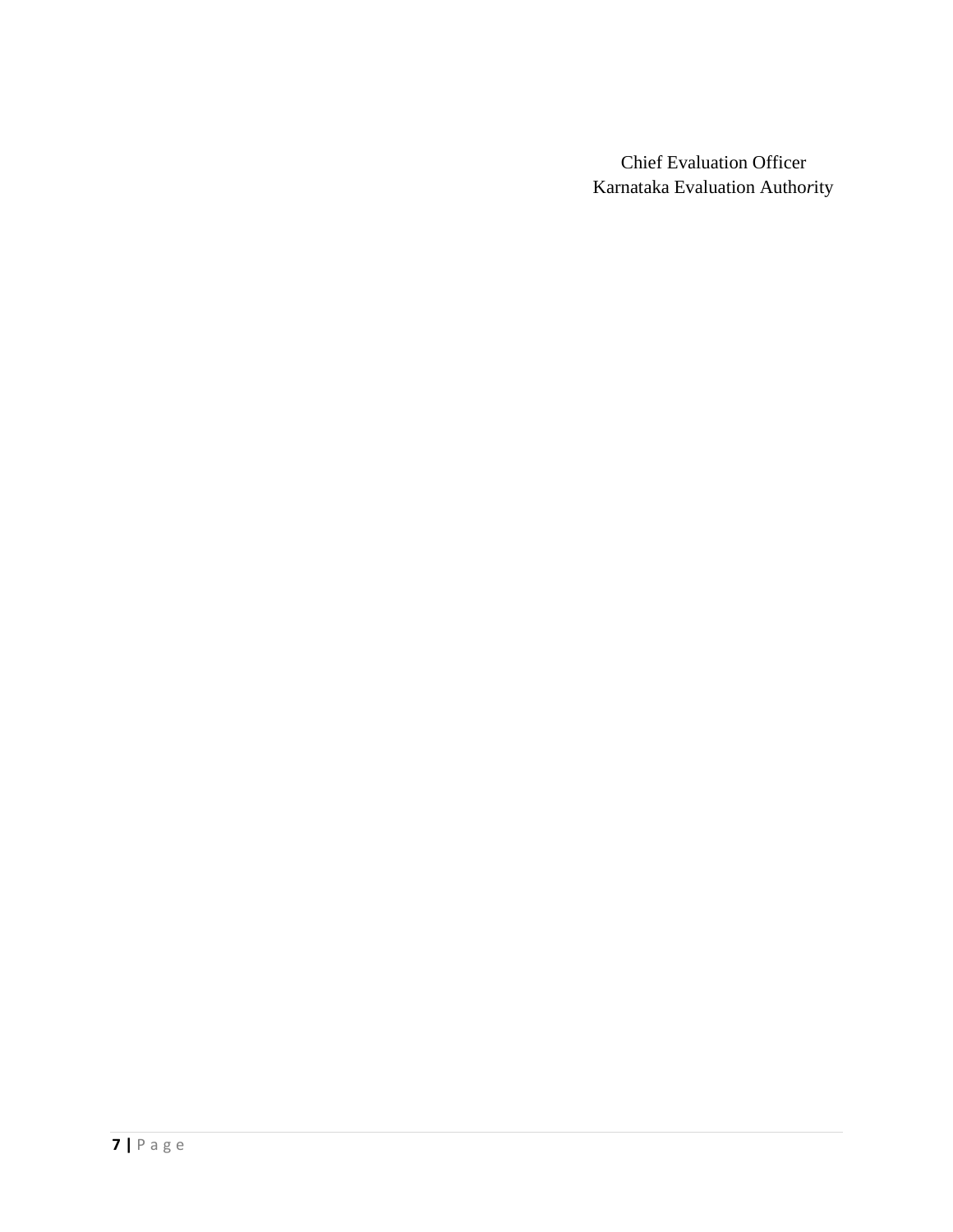Chief Evaluation Officer
Karnataka Evaluation Authority